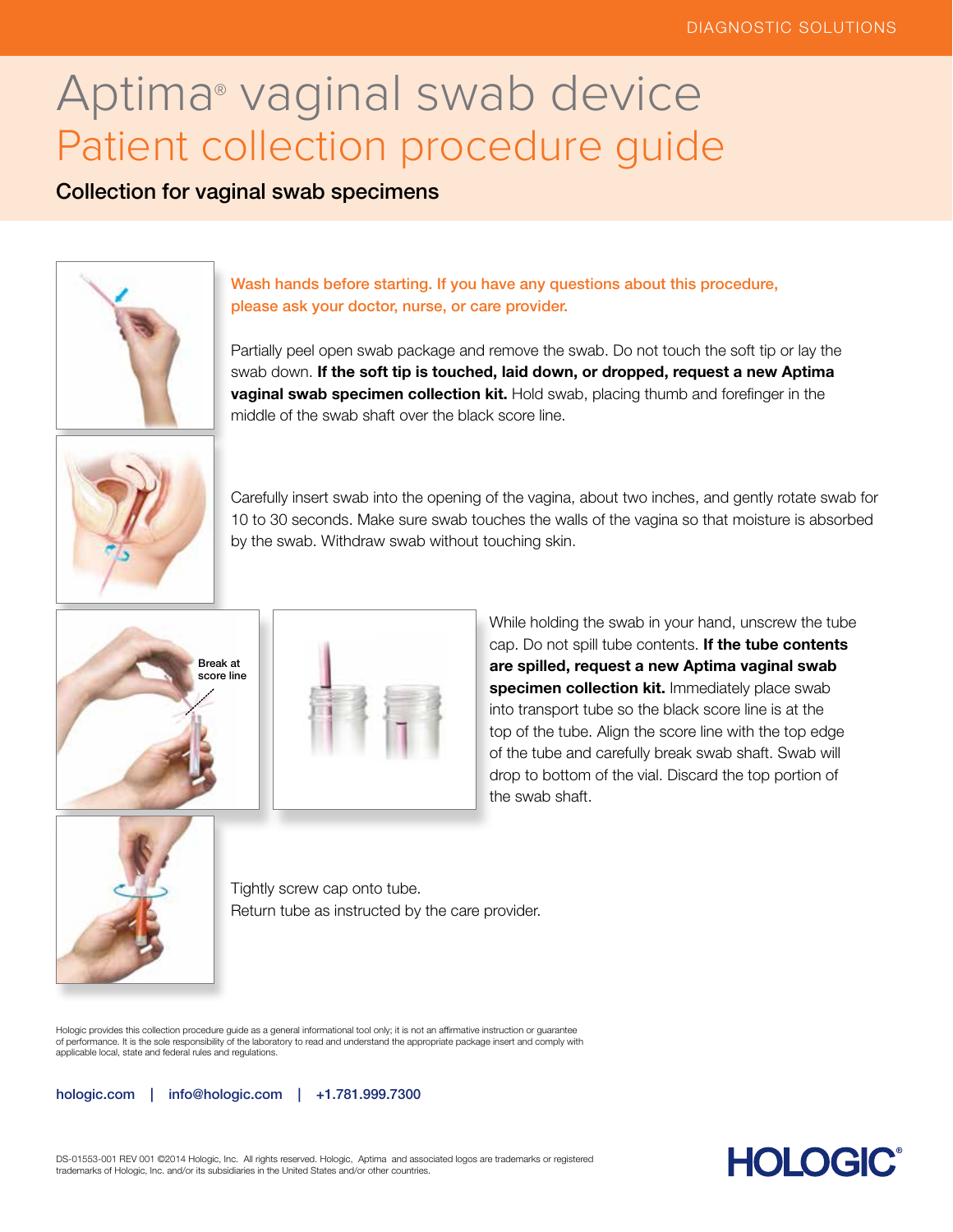DIAGNOSTIC SOLUTIONS

# Aptima® vaginal swab device
# Patient collection procedure guide

## Collection for vaginal swab specimens

Wash hands before starting. If you have any questions about this procedure, please ask your doctor, nurse, or care provider.

Partially peel open swab package and remove the swab. Do not touch the soft tip or lay the swab down. **If the soft tip is touched, laid down, or dropped, request a new Aptima vaginal swab specimen collection kit.** Hold swab, placing thumb and forefinger in the middle of the swab shaft over the black score line.

Carefully insert swab into the opening of the vagina, about two inches, and gently rotate swab for 10 to 30 seconds. Make sure swab touches the walls of the vagina so that moisture is absorbed by the swab. Withdraw swab without touching skin.

Break at score line

While holding the swab in your hand, unscrew the tube cap. Do not spill tube contents. **If the tube contents are spilled, request a new Aptima vaginal swab specimen collection kit.** Immediately place swab into transport tube so the black score line is at the top of the tube. Align the score line with the top edge of the tube and carefully break swab shaft. Swab will drop to bottom of the vial. Discard the top portion of the swab shaft.

Tightly screw cap onto tube.
Return tube as instructed by the care provider.

Hologic provides this collection procedure guide as a general informational tool only; it is not an affirmative instruction or guarantee of performance. It is the sole responsibility of the laboratory to read and understand the appropriate package insert and comply with applicable local, state and federal rules and regulations.

hologic.com | info@hologic.com | +1.781.999.7300

DS-01553-001 REV 001 ©2014 Hologic, Inc. All rights reserved. Hologic, Aptima and associated logos are trademarks or registered trademarks of Hologic, Inc. and/or its subsidiaries in the United States and/or other countries.

HOLOGIC®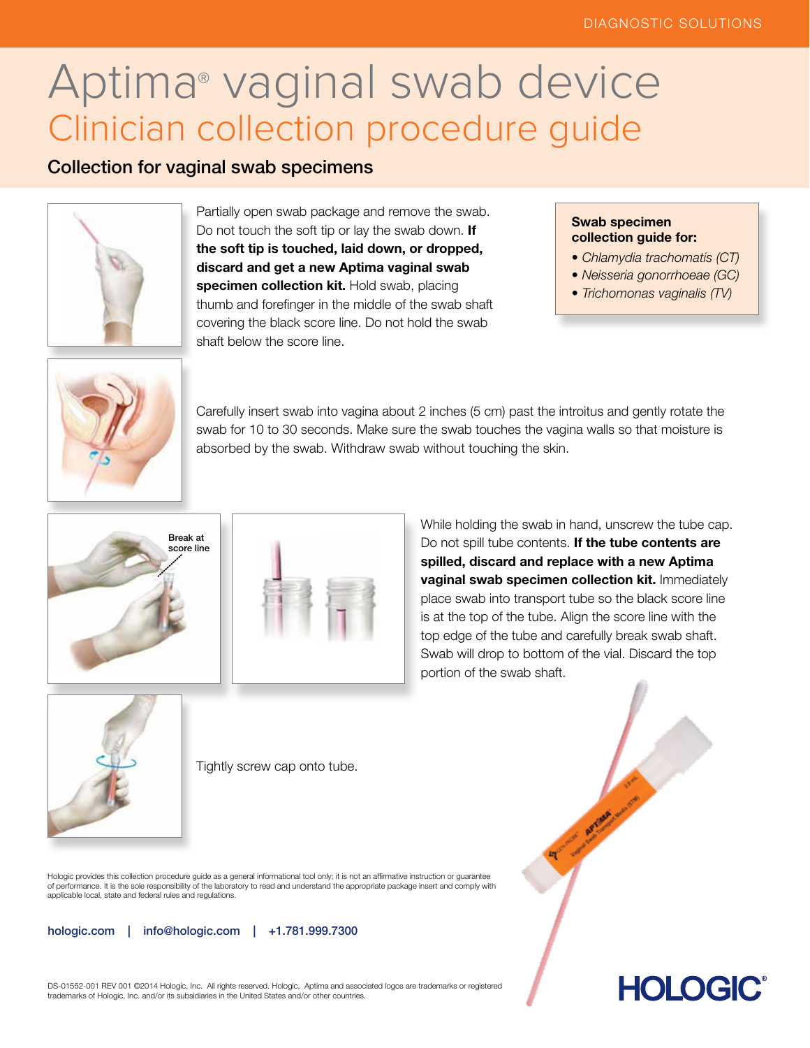DIAGNOSTIC SOLUTIONS

# Aptima® vaginal swab device

## Clinician collection procedure guide

### Collection for vaginal swab specimens

**Swab specimen collection guide for:**

- *Chlamydia trachomatis (CT)*
- *Neisseria gonorrhoeae (GC)*
- *Trichomonas vaginalis (TV)*

Partially open swab package and remove the swab. Do not touch the soft tip or lay the swab down. **If the soft tip is touched, laid down, or dropped, discard and get a new Aptima vaginal swab specimen collection kit.** Hold swab, placing thumb and forefinger in the middle of the swab shaft covering the black score line. Do not hold the swab shaft below the score line.

Carefully insert swab into vagina about 2 inches (5 cm) past the introitus and gently rotate the swab for 10 to 30 seconds. Make sure the swab touches the vagina walls so that moisture is absorbed by the swab. Withdraw swab without touching the skin.

Break at score line

While holding the swab in hand, unscrew the tube cap. Do not spill tube contents. **If the tube contents are spilled, discard and replace with a new Aptima vaginal swab specimen collection kit.** Immediately place swab into transport tube so the black score line is at the top of the tube. Align the score line with the top edge of the tube and carefully break swab shaft. Swab will drop to bottom of the vial. Discard the top portion of the swab shaft.

Tightly screw cap onto tube.

Hologic provides this collection procedure guide as a general informational tool only; it is not an affirmative instruction or guarantee of performance. It is the sole responsibility of the laboratory to read and understand the appropriate package insert and comply with applicable local, state and federal rules and regulations.

hologic.com | info@hologic.com | +1.781.999.7300

DS-01552-001 REV 001 ©2014 Hologic, Inc. All rights reserved. Hologic, Aptima and associated logos are trademarks or registered trademarks of Hologic, Inc. and/or its subsidiaries in the United States and/or other countries.

HOLOGIC®